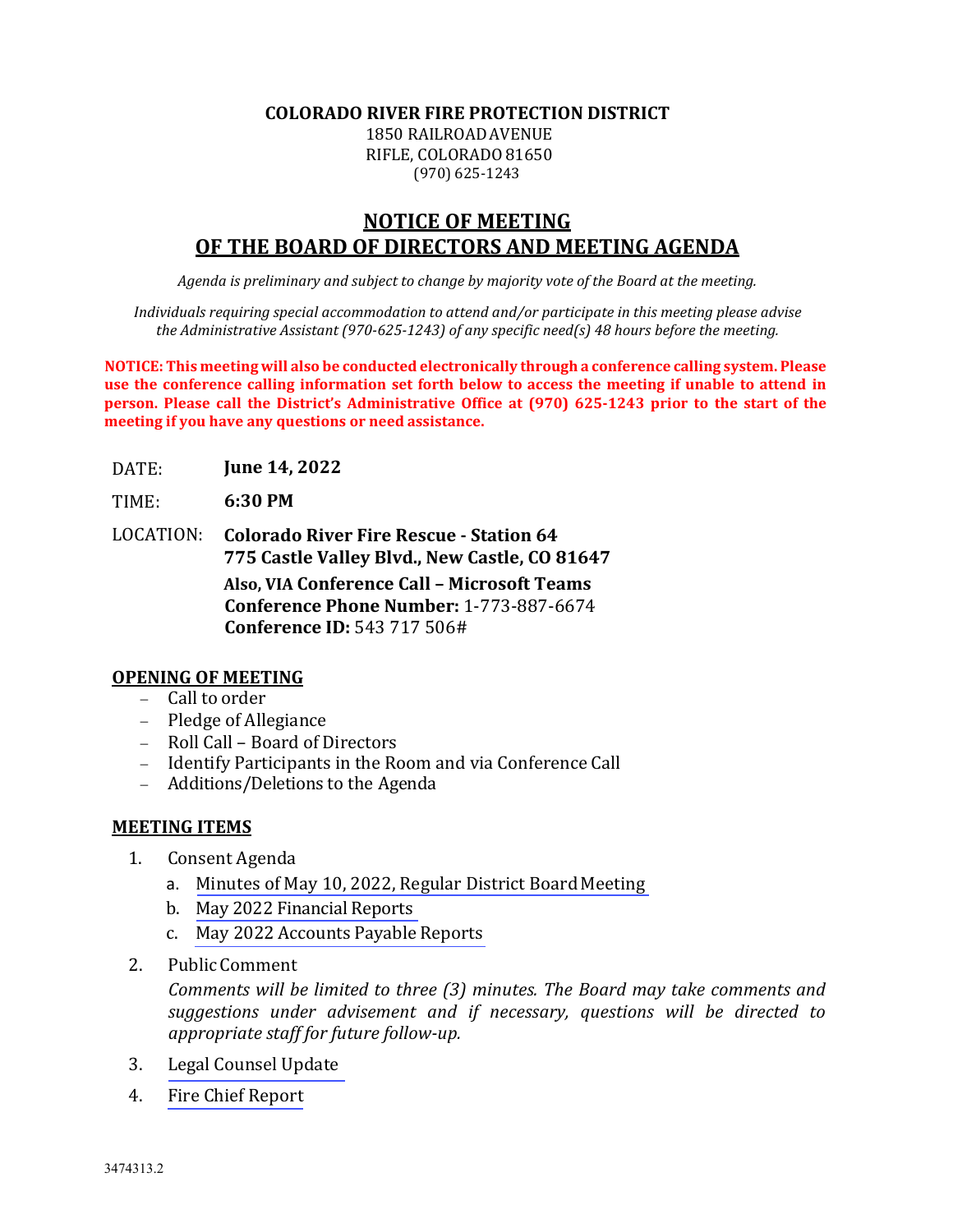**COLORADO RIVER FIRE PROTECTION DISTRICT**
1850 RAILROAD AVENUE
RIFLE, COLORADO 81650
(970) 625-1243

# NOTICE OF MEETING OF THE BOARD OF DIRECTORS AND MEETING AGENDA

*Agenda is preliminary and subject to change by majority vote of the Board at the meeting.*

*Individuals requiring special accommodation to attend and/or participate in this meeting please advise the Administrative Assistant (970-625-1243) of any specific need(s) 48 hours before the meeting.*

**NOTICE: This meeting will also be conducted electronically through a conference calling system. Please use the conference calling information set forth below to access the meeting if unable to attend in person. Please call the District's Administrative Office at (970) 625-1243 prior to the start of the meeting if you have any questions or need assistance.**

DATE: **June 14, 2022**

TIME: **6:30 PM**

LOCATION: **Colorado River Fire Rescue - Station 64**
**775 Castle Valley Blvd., New Castle, CO 81647**
**Also, VIA Conference Call – Microsoft Teams**
**Conference Phone Number:** 1-773-887-6674
**Conference ID:** 543 717 506#

## OPENING OF MEETING

- Call to order
- Pledge of Allegiance
- Roll Call – Board of Directors
- Identify Participants in the Room and via Conference Call
- Additions/Deletions to the Agenda

## MEETING ITEMS

1. Consent Agenda
   a. Minutes of May 10, 2022, Regular District Board Meeting
   b. May 2022 Financial Reports
   c. May 2022 Accounts Payable Reports
2. Public Comment
   *Comments will be limited to three (3) minutes. The Board may take comments and suggestions under advisement and if necessary, questions will be directed to appropriate staff for future follow-up.*
3. Legal Counsel Update
4. Fire Chief Report

3474313.2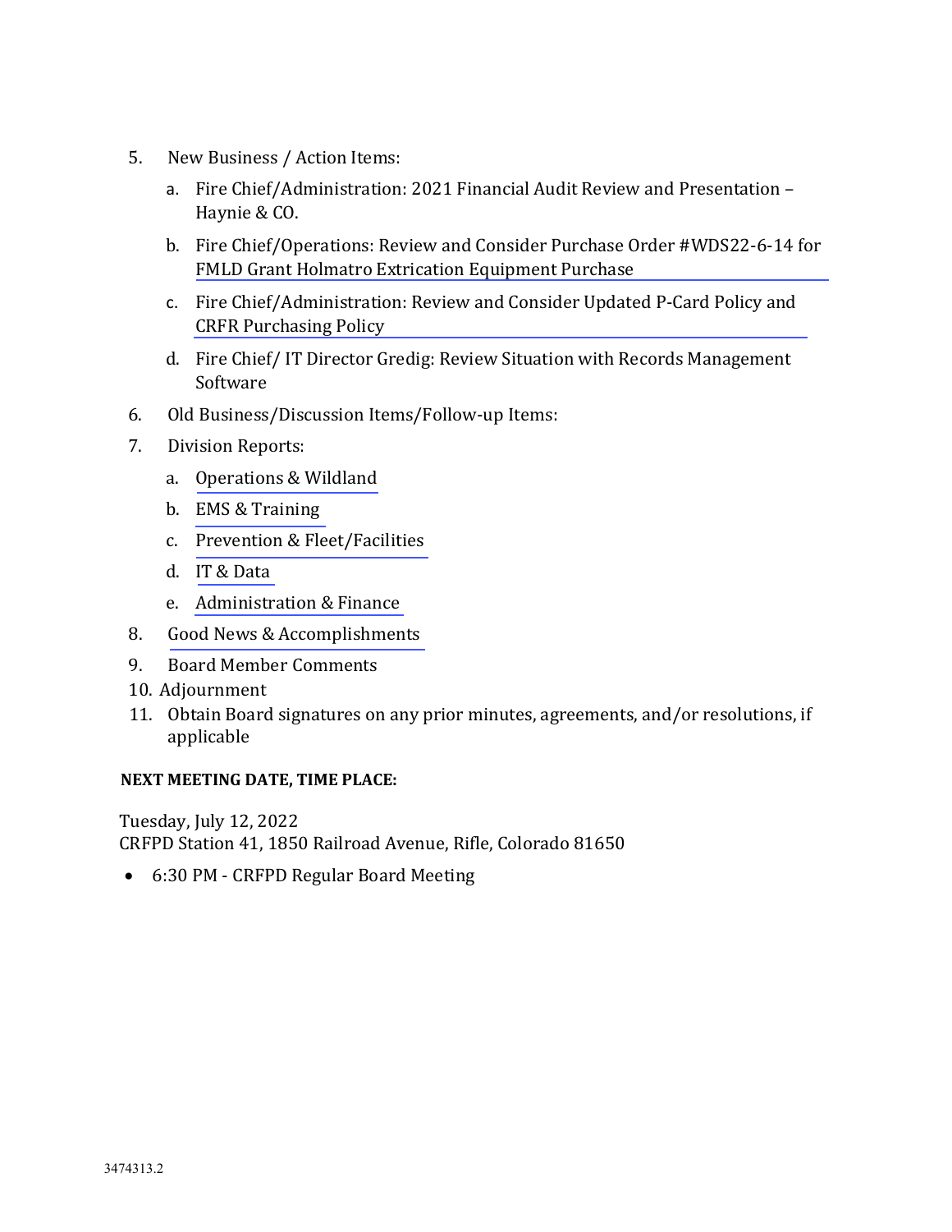5. New Business / Action Items:
   a. Fire Chief/Administration: 2021 Financial Audit Review and Presentation – Haynie & CO.
   b. Fire Chief/Operations: Review and Consider Purchase Order #WDS22-6-14 for FMLD Grant Holmatro Extrication Equipment Purchase
   c. Fire Chief/Administration: Review and Consider Updated P-Card Policy and CRFR Purchasing Policy
   d. Fire Chief/ IT Director Gredig: Review Situation with Records Management Software
6. Old Business/Discussion Items/Follow-up Items:
7. Division Reports:
   a. Operations & Wildland
   b. EMS & Training
   c. Prevention & Fleet/Facilities
   d. IT & Data
   e. Administration & Finance
8. Good News & Accomplishments
9. Board Member Comments
10. Adjournment
11. Obtain Board signatures on any prior minutes, agreements, and/or resolutions, if applicable

**NEXT MEETING DATE, TIME PLACE:**

Tuesday, July 12, 2022
CRFPD Station 41, 1850 Railroad Avenue, Rifle, Colorado 81650

- 6:30 PM - CRFPD Regular Board Meeting

3474313.2